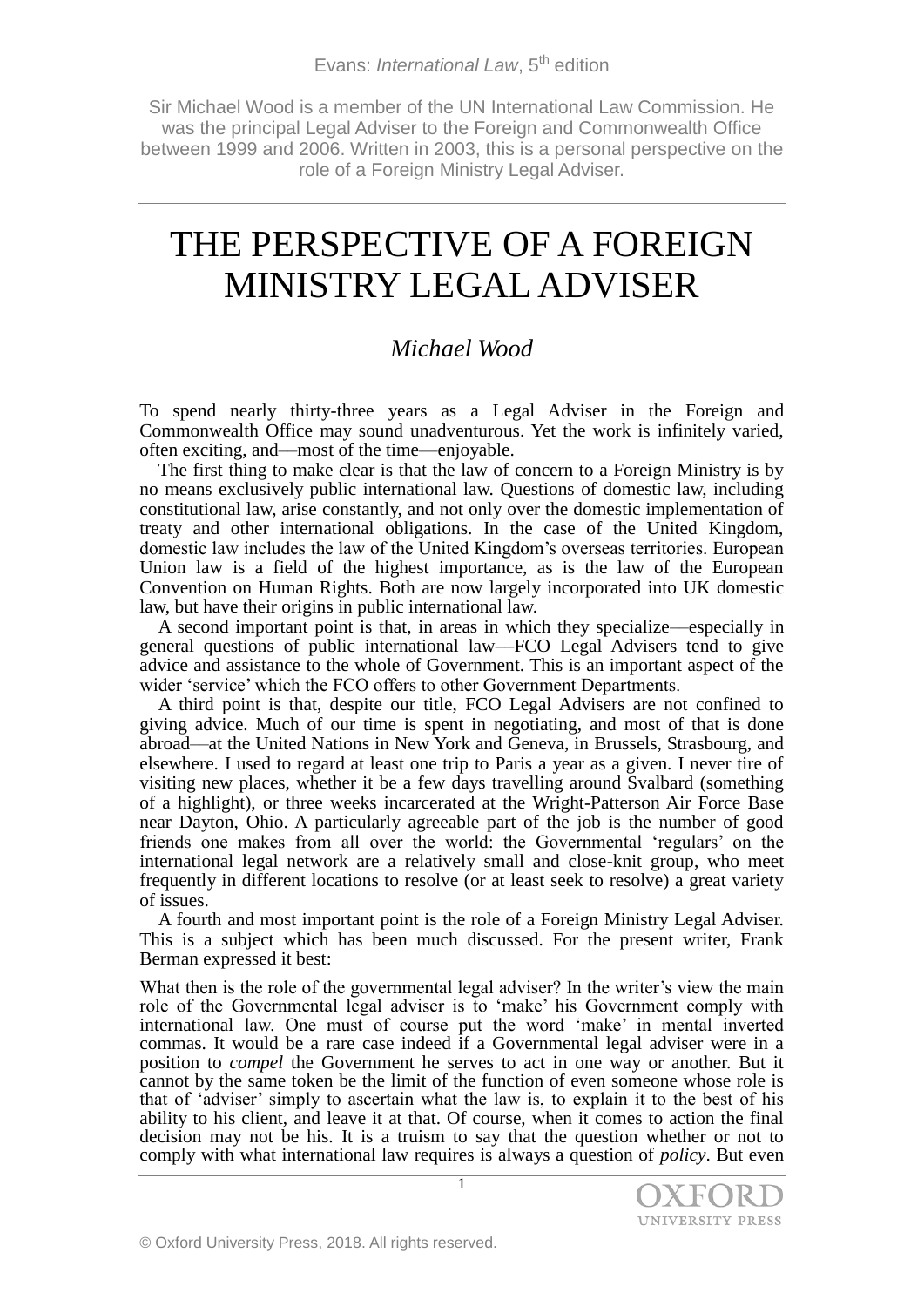Sir Michael Wood is a member of the UN International Law Commission. He was the principal Legal Adviser to the Foreign and Commonwealth Office between 1999 and 2006. Written in 2003, this is a personal perspective on the role of a Foreign Ministry Legal Adviser.

# THE PERSPECTIVE OF A FOREIGN MINISTRY LEGAL ADVISER

*Michael Wood*

To spend nearly thirty-three years as a Legal Adviser in the Foreign and Commonwealth Office may sound unadventurous. Yet the work is infinitely varied, often exciting, and—most of the time—enjoyable.

The first thing to make clear is that the law of concern to a Foreign Ministry is by no means exclusively public international law. Questions of domestic law, including constitutional law, arise constantly, and not only over the domestic implementation of treaty and other international obligations. In the case of the United Kingdom, domestic law includes the law of the United Kingdom's overseas territories. European Union law is a field of the highest importance, as is the law of the European Convention on Human Rights. Both are now largely incorporated into UK domestic law, but have their origins in public international law.

A second important point is that, in areas in which they specialize—especially in general questions of public international law—FCO Legal Advisers tend to give advice and assistance to the whole of Government. This is an important aspect of the wider 'service' which the FCO offers to other Government Departments.

A third point is that, despite our title, FCO Legal Advisers are not confined to giving advice. Much of our time is spent in negotiating, and most of that is done abroad—at the United Nations in New York and Geneva, in Brussels, Strasbourg, and elsewhere. I used to regard at least one trip to Paris a year as a given. I never tire of visiting new places, whether it be a few days travelling around Svalbard (something of a highlight), or three weeks incarcerated at the Wright-Patterson Air Force Base near Dayton, Ohio. A particularly agreeable part of the job is the number of good friends one makes from all over the world: the Governmental 'regulars' on the international legal network are a relatively small and close-knit group, who meet frequently in different locations to resolve (or at least seek to resolve) a great variety of issues.

A fourth and most important point is the role of a Foreign Ministry Legal Adviser. This is a subject which has been much discussed. For the present writer, Frank Berman expressed it best:

> What then is the role of the governmental legal adviser? In the writer's view the main role of the Governmental legal adviser is to 'make' his Government comply with international law. One must of course put the word 'make' in mental inverted commas. It would be a rare case indeed if a Governmental legal adviser were in a position to *compel* the Government he serves to act in one way or another. But it cannot by the same token be the limit of the function of even someone whose role is that of 'adviser' simply to ascertain what the law is, to explain it to the best of his ability to his client, and leave it at that. Of course, when it comes to action the final decision may not be his. It is a truism to say that the question whether or not to comply with what international law requires is always a question of *policy*. But even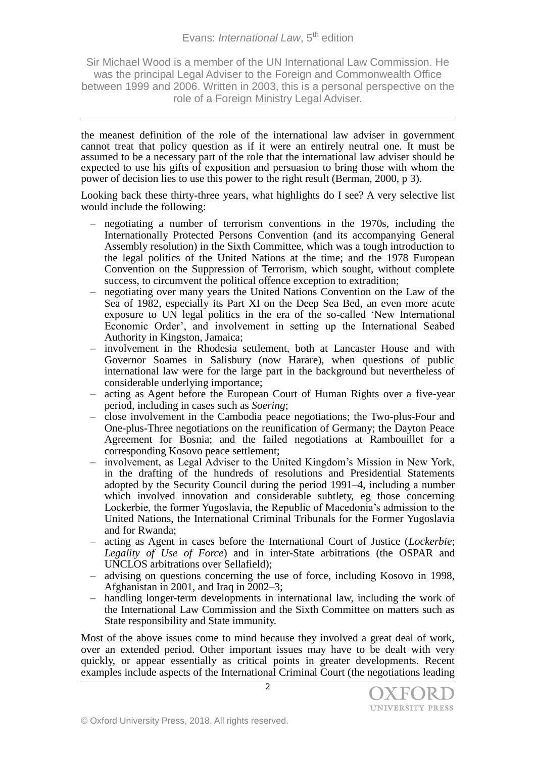the meanest definition of the role of the international law adviser in government cannot treat that policy question as if it were an entirely neutral one. It must be assumed to be a necessary part of the role that the international law adviser should be expected to use his gifts of exposition and persuasion to bring those with whom the power of decision lies to use this power to the right result (Berman, 2000, p 3).

Looking back these thirty-three years, what highlights do I see? A very selective list would include the following:

- negotiating a number of terrorism conventions in the 1970s, including the Internationally Protected Persons Convention (and its accompanying General Assembly resolution) in the Sixth Committee, which was a tough introduction to the legal politics of the United Nations at the time; and the 1978 European Convention on the Suppression of Terrorism, which sought, without complete success, to circumvent the political offence exception to extradition;
- negotiating over many years the United Nations Convention on the Law of the Sea of 1982, especially its Part XI on the Deep Sea Bed, an even more acute exposure to UN legal politics in the era of the so-called 'New International Economic Order', and involvement in setting up the International Seabed Authority in Kingston, Jamaica;
- involvement in the Rhodesia settlement, both at Lancaster House and with Governor Soames in Salisbury (now Harare), when questions of public international law were for the large part in the background but nevertheless of considerable underlying importance;
- acting as Agent before the European Court of Human Rights over a five-year period, including in cases such as *Soering*;
- close involvement in the Cambodia peace negotiations; the Two-plus-Four and One-plus-Three negotiations on the reunification of Germany; the Dayton Peace Agreement for Bosnia; and the failed negotiations at Rambouillet for a corresponding Kosovo peace settlement;
- involvement, as Legal Adviser to the United Kingdom's Mission in New York, in the drafting of the hundreds of resolutions and Presidential Statements adopted by the Security Council during the period 1991–4, including a number which involved innovation and considerable subtlety, eg those concerning Lockerbie, the former Yugoslavia, the Republic of Macedonia's admission to the United Nations, the International Criminal Tribunals for the Former Yugoslavia and for Rwanda;
- acting as Agent in cases before the International Court of Justice (*Lockerbie*; *Legality of Use of Force*) and in inter-State arbitrations (the OSPAR and UNCLOS arbitrations over Sellafield);
- advising on questions concerning the use of force, including Kosovo in 1998, Afghanistan in 2001, and Iraq in 2002–3;
- handling longer-term developments in international law, including the work of the International Law Commission and the Sixth Committee on matters such as State responsibility and State immunity.

Most of the above issues come to mind because they involved a great deal of work, over an extended period. Other important issues may have to be dealt with very quickly, or appear essentially as critical points in greater developments. Recent examples include aspects of the International Criminal Court (the negotiations leading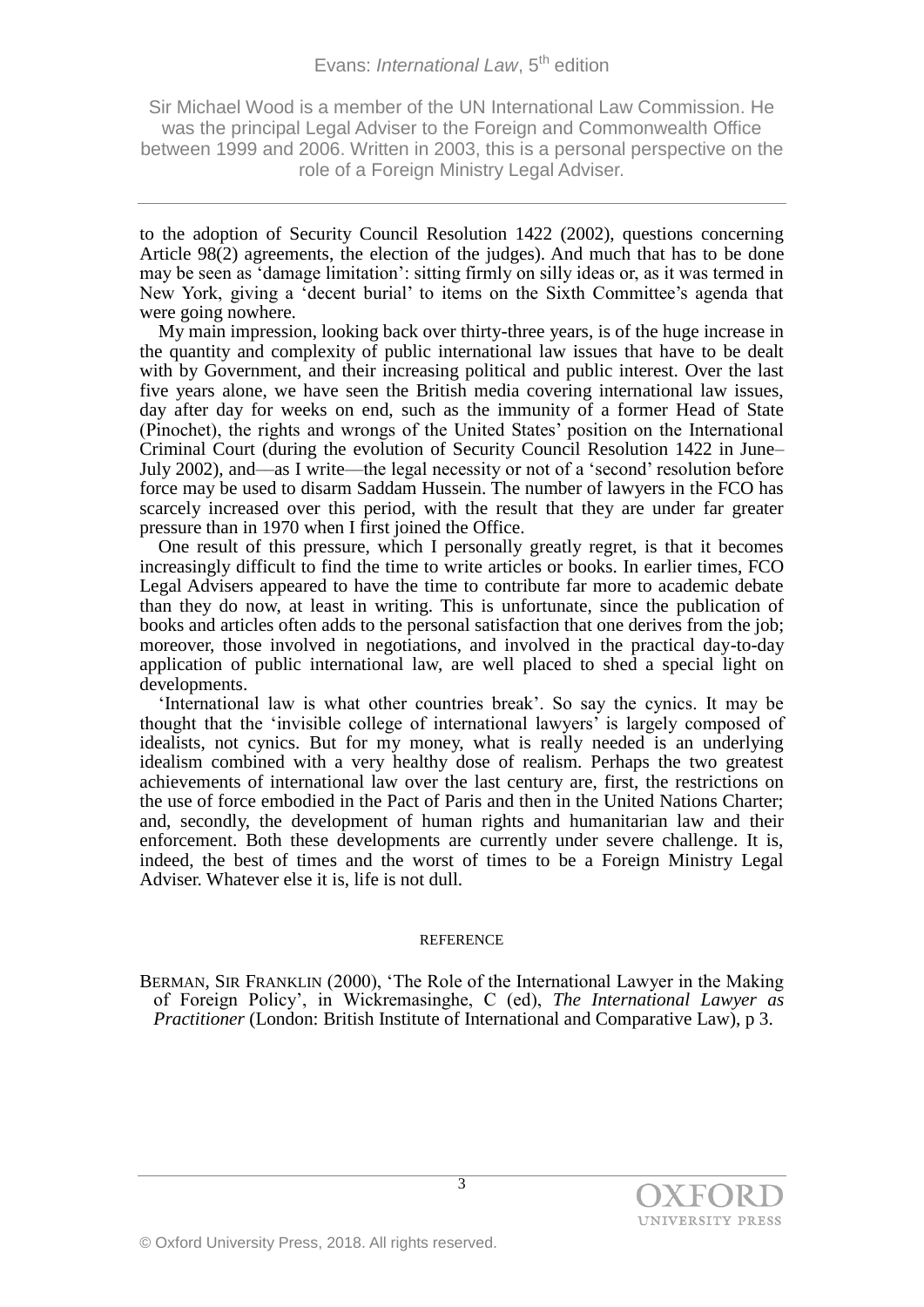to the adoption of Security Council Resolution 1422 (2002), questions concerning Article 98(2) agreements, the election of the judges). And much that has to be done may be seen as 'damage limitation': sitting firmly on silly ideas or, as it was termed in New York, giving a 'decent burial' to items on the Sixth Committee's agenda that were going nowhere.

My main impression, looking back over thirty-three years, is of the huge increase in the quantity and complexity of public international law issues that have to be dealt with by Government, and their increasing political and public interest. Over the last five years alone, we have seen the British media covering international law issues, day after day for weeks on end, such as the immunity of a former Head of State (Pinochet), the rights and wrongs of the United States' position on the International Criminal Court (during the evolution of Security Council Resolution 1422 in June–July 2002), and—as I write—the legal necessity or not of a 'second' resolution before force may be used to disarm Saddam Hussein. The number of lawyers in the FCO has scarcely increased over this period, with the result that they are under far greater pressure than in 1970 when I first joined the Office.

One result of this pressure, which I personally greatly regret, is that it becomes increasingly difficult to find the time to write articles or books. In earlier times, FCO Legal Advisers appeared to have the time to contribute far more to academic debate than they do now, at least in writing. This is unfortunate, since the publication of books and articles often adds to the personal satisfaction that one derives from the job; moreover, those involved in negotiations, and involved in the practical day-to-day application of public international law, are well placed to shed a special light on developments.

'International law is what other countries break'. So say the cynics. It may be thought that the 'invisible college of international lawyers' is largely composed of idealists, not cynics. But for my money, what is really needed is an underlying idealism combined with a very healthy dose of realism. Perhaps the two greatest achievements of international law over the last century are, first, the restrictions on the use of force embodied in the Pact of Paris and then in the United Nations Charter; and, secondly, the development of human rights and humanitarian law and their enforcement. Both these developments are currently under severe challenge. It is, indeed, the best of times and the worst of times to be a Foreign Ministry Legal Adviser. Whatever else it is, life is not dull.

## REFERENCE

BERMAN, SIR FRANKLIN (2000), 'The Role of the International Lawyer in the Making of Foreign Policy', in Wickremasinghe, C (ed), *The International Lawyer as Practitioner* (London: British Institute of International and Comparative Law), p 3.